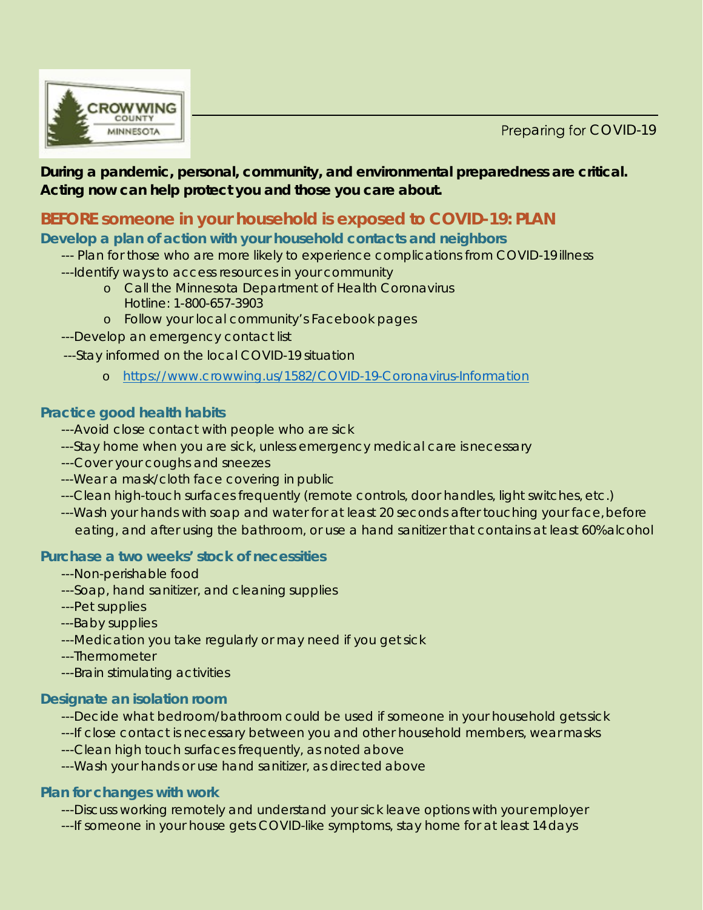Preparing for COVID-19

**During a pandemic, personal, community, and environmental preparedness are critical. Acting now can help protect you and those you care about.**

## BEFORE someone in your household is exposed to COVID-19: PLAN

### Develop a plan of action with your household contacts and neighbors

--- Plan for those who are more likely to experience complications from COVID-19 illness

---Identify ways to access resources in your community

- Call the Minnesota Department of Health Coronavirus Hotline: 1-800-657-3903
- Follow your local community's Facebook pages

---Develop an emergency contact list

---Stay informed on the local COVID-19 situation

- https://www.crowwing.us/1582/COVID-19-Coronavirus-Information

### Practice good health habits

---Avoid close contact with people who are sick

---Stay home when you are sick, unless emergency medical care is necessary

---Cover your coughs and sneezes

---Wear a mask/cloth face covering in public

---Clean high-touch surfaces frequently (remote controls, door handles, light switches, etc.)

---Wash your hands with soap and water for at least 20 seconds after touching your face, before eating, and after using the bathroom, or use a hand sanitizer that contains at least 60% alcohol

### Purchase a two weeks' stock of necessities

---Non-perishable food

---Soap, hand sanitizer, and cleaning supplies

---Pet supplies

---Baby supplies

---Medication you take regularly or may need if you get sick

---Thermometer

---Brain stimulating activities

### Designate an isolation room

---Decide what bedroom/bathroom could be used if someone in your household gets sick

---If close contact is necessary between you and other household members, wear masks

---Clean high touch surfaces frequently, as noted above

---Wash your hands or use hand sanitizer, as directed above

### Plan for changes with work

---Discuss working remotely and understand your sick leave options with your employer

---If someone in your house gets COVID-like symptoms, stay home for at least 14 days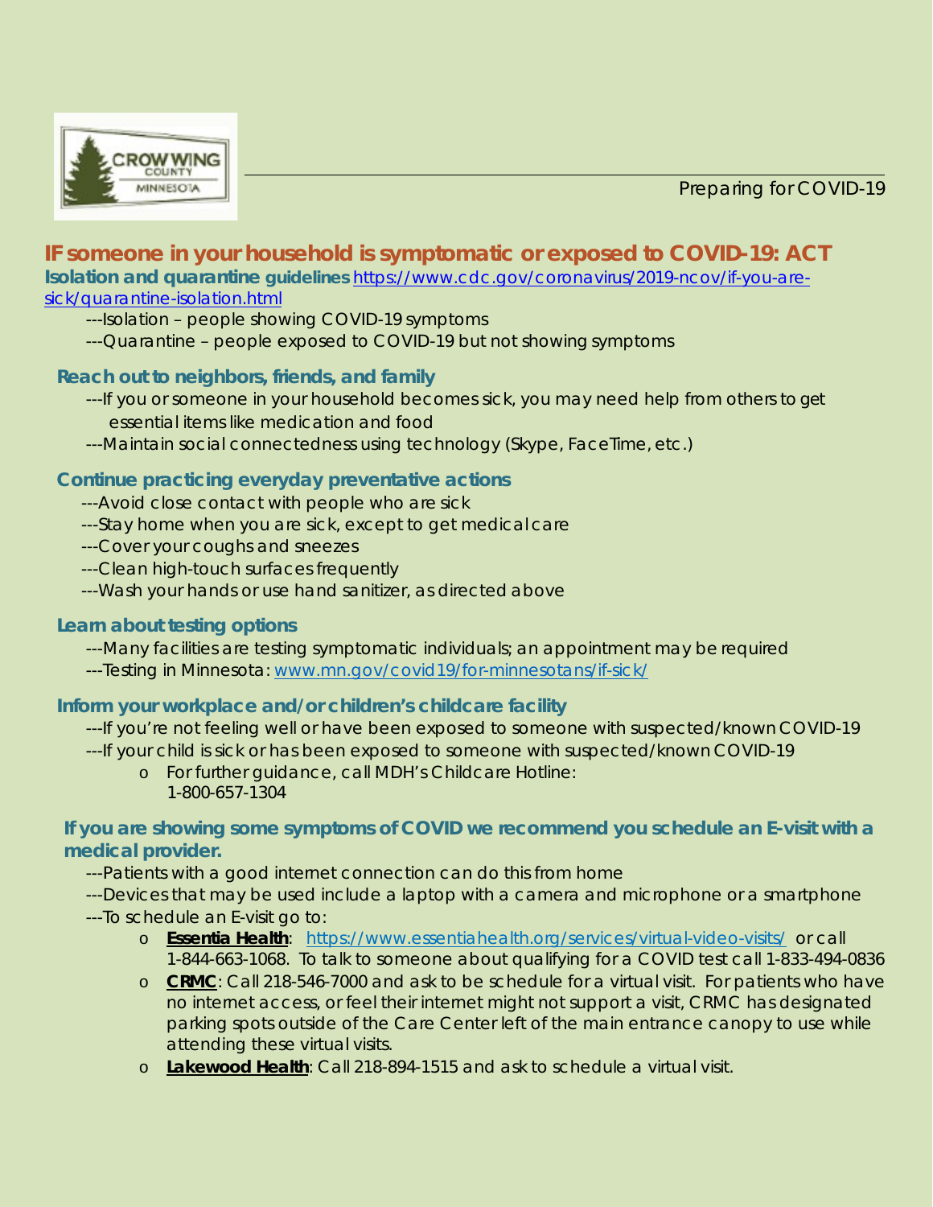## IF someone in your household is symptomatic or exposed to COVID-19: ACT

**Isolation and quarantine guidelines** https://www.cdc.gov/coronavirus/2019-ncov/if-you-are-sick/quarantine-isolation.html

---Isolation – people showing COVID-19 symptoms

---Quarantine – people exposed to COVID-19 but not showing symptoms

### Reach out to neighbors, friends, and family

---If you or someone in your household becomes sick, you may need help from others to get essential items like medication and food

---Maintain social connectedness using technology (Skype, FaceTime, etc.)

### Continue practicing everyday preventative actions

---Avoid close contact with people who are sick

---Stay home when you are sick, except to get medical care

---Cover your coughs and sneezes

---Clean high-touch surfaces frequently

---Wash your hands or use hand sanitizer, as directed above

### Learn about testing options

---Many facilities are testing symptomatic individuals; an appointment may be required

---Testing in Minnesota: www.mn.gov/covid19/for-minnesotans/if-sick/

### Inform your workplace and/or children's childcare facility

---If you're not feeling well or have been exposed to someone with suspected/known COVID-19

---If your child is sick or has been exposed to someone with suspected/known COVID-19

- For further guidance, call MDH's Childcare Hotline: 1-800-657-1304

### If you are showing some symptoms of COVID we recommend you schedule an E-visit with a medical provider.

---Patients with a good internet connection can do this from home

---Devices that may be used include a laptop with a camera and microphone or a smartphone

---To schedule an E-visit go to:

- **Essentia Health**: https://www.essentiahealth.org/services/virtual-video-visits/ or call 1-844-663-1068. To talk to someone about qualifying for a COVID test call 1-833-494-0836
- **CRMC**: Call 218-546-7000 and ask to be schedule for a virtual visit. For patients who have no internet access, or feel their internet might not support a visit, CRMC has designated parking spots outside of the Care Center left of the main entrance canopy to use while attending these virtual visits.
- **Lakewood Health**: Call 218-894-1515 and ask to schedule a virtual visit.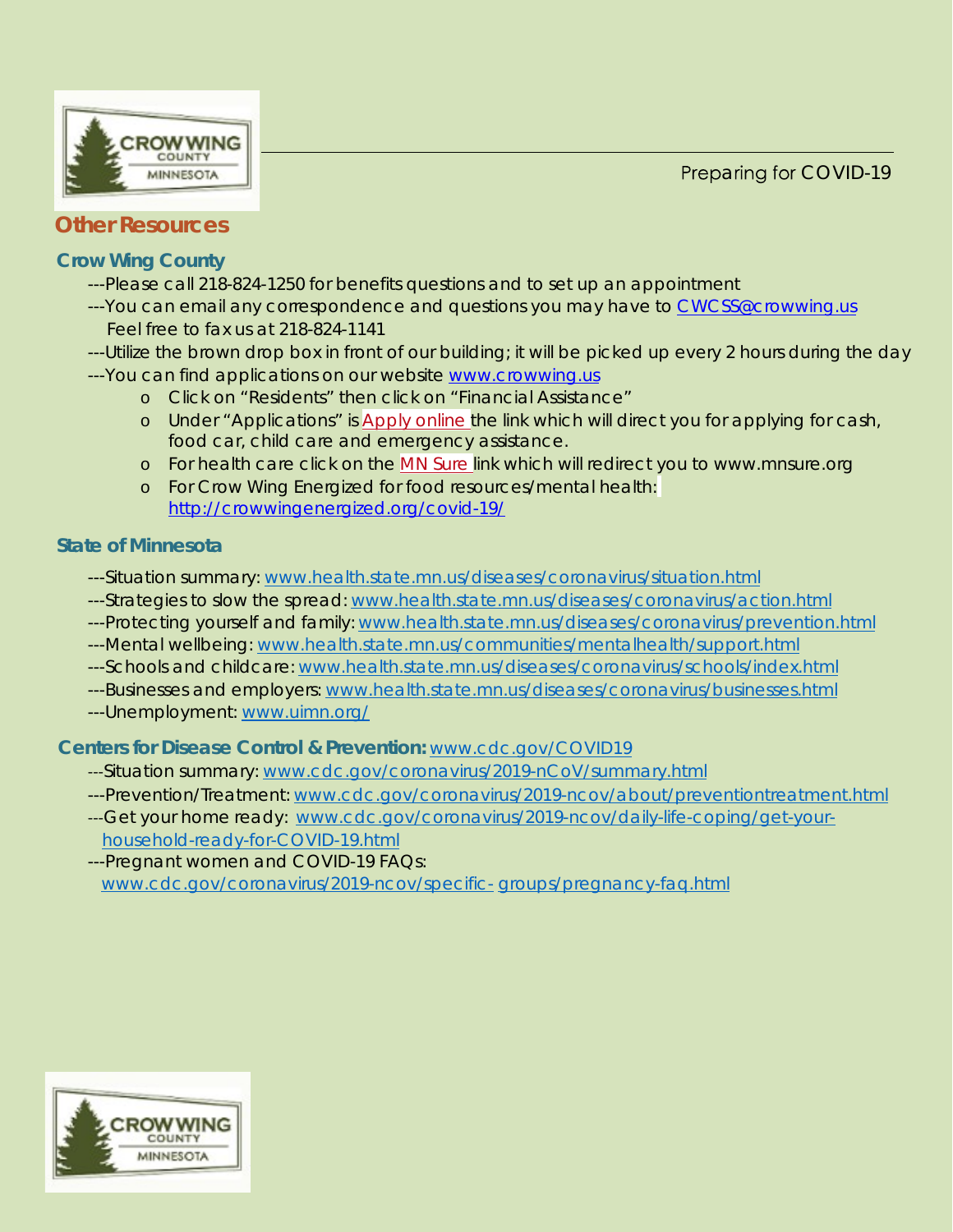## Other Resources

### Crow Wing County

---Please call 218-824-1250 for benefits questions and to set up an appointment

---You can email any correspondence and questions you may have to CWCSS@crowwing.us
Feel free to fax us at 218-824-1141

---Utilize the brown drop box in front of our building; it will be picked up every 2 hours during the day

---You can find applications on our website www.crowwing.us

- Click on "Residents" then click on "Financial Assistance"
- Under "Applications" is Apply online the link which will direct you for applying for cash, food car, child care and emergency assistance.
- For health care click on the MN Sure link which will redirect you to www.mnsure.org
- For Crow Wing Energized for food resources/mental health: http://crowwingenergized.org/covid-19/

### State of Minnesota

---Situation summary: www.health.state.mn.us/diseases/coronavirus/situation.html

---Strategies to slow the spread: www.health.state.mn.us/diseases/coronavirus/action.html

---Protecting yourself and family: www.health.state.mn.us/diseases/coronavirus/prevention.html

---Mental wellbeing: www.health.state.mn.us/communities/mentalhealth/support.html

---Schools and childcare: www.health.state.mn.us/diseases/coronavirus/schools/index.html

---Businesses and employers: www.health.state.mn.us/diseases/coronavirus/businesses.html

---Unemployment: www.uimn.org/

### Centers for Disease Control & Prevention: www.cdc.gov/COVID19

---Situation summary: www.cdc.gov/coronavirus/2019-nCoV/summary.html

---Prevention/Treatment: www.cdc.gov/coronavirus/2019-ncov/about/preventiontreatment.html

---Get your home ready: www.cdc.gov/coronavirus/2019-ncov/daily-life-coping/get-your-household-ready-for-COVID-19.html

---Pregnant women and COVID-19 FAQs:
www.cdc.gov/coronavirus/2019-ncov/specific- groups/pregnancy-faq.html